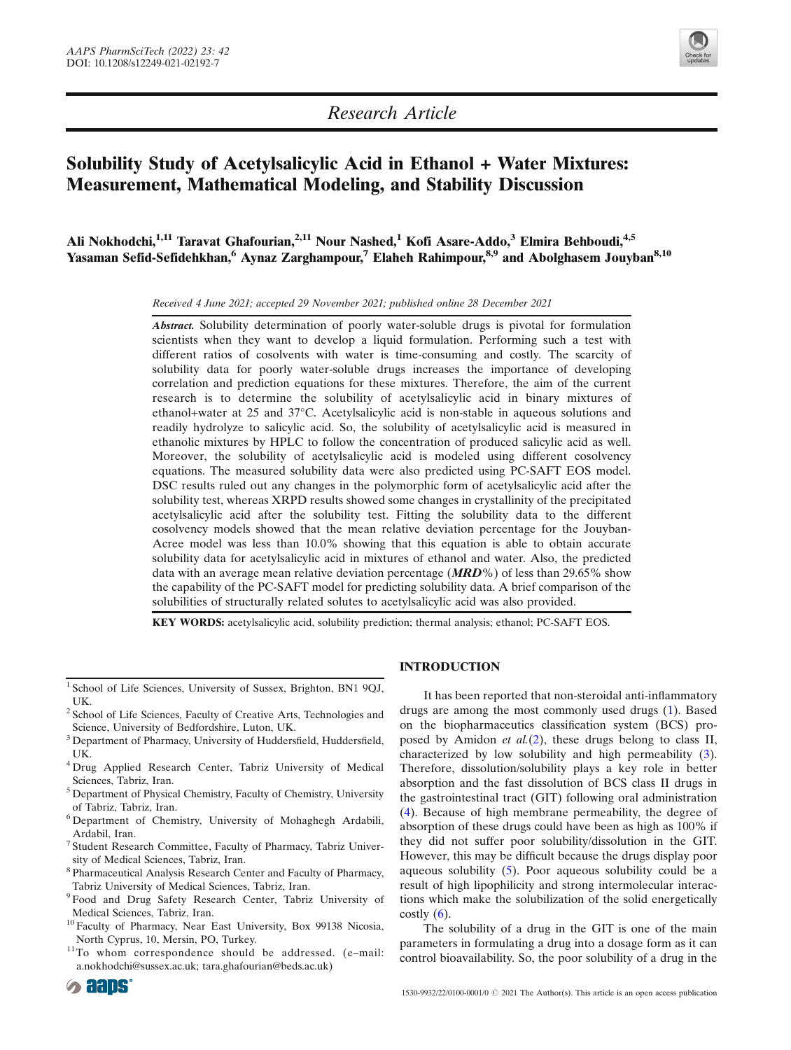*Research Article*

# Solubility Study of Acetylsalicylic Acid in Ethanol + Water Mixtures: Measurement, Mathematical Modeling, and Stability Discussion

**Ali Nokhodchi,[1,11] Taravat Ghafourian,[2,11] Nour Nashed,[1] Kofi Asare-Addo,[3] Elmira Behboudi,[4,5] Yasaman Sefid-Sefidehkhan,[6] Aynaz Zarghampour,[7] Elaheh Rahimpour,[8,9] and Abolghasem Jouyban[8,10]**

*Received 4 June 2021; accepted 29 November 2021; published online 28 December 2021*

***Abstract.*** Solubility determination of poorly water-soluble drugs is pivotal for formulation scientists when they want to develop a liquid formulation. Performing such a test with different ratios of cosolvents with water is time-consuming and costly. The scarcity of solubility data for poorly water-soluble drugs increases the importance of developing correlation and prediction equations for these mixtures. Therefore, the aim of the current research is to determine the solubility of acetylsalicylic acid in binary mixtures of ethanol+water at 25 and 37°C. Acetylsalicylic acid is non-stable in aqueous solutions and readily hydrolyze to salicylic acid. So, the solubility of acetylsalicylic acid is measured in ethanolic mixtures by HPLC to follow the concentration of produced salicylic acid as well. Moreover, the solubility of acetylsalicylic acid is modeled using different cosolvency equations. The measured solubility data were also predicted using PC-SAFT EOS model. DSC results ruled out any changes in the polymorphic form of acetylsalicylic acid after the solubility test, whereas XRPD results showed some changes in crystallinity of the precipitated acetylsalicylic acid after the solubility test. Fitting the solubility data to the different cosolvency models showed that the mean relative deviation percentage for the Jouyban-Acree model was less than 10.0% showing that this equation is able to obtain accurate solubility data for acetylsalicylic acid in mixtures of ethanol and water. Also, the predicted data with an average mean relative deviation percentage (***MRD***%) of less than 29.65% show the capability of the PC-SAFT model for predicting solubility data. A brief comparison of the solubilities of structurally related solutes to acetylsalicylic acid was also provided.

**KEY WORDS:** acetylsalicylic acid, solubility prediction; thermal analysis; ethanol; PC-SAFT EOS.

## INTRODUCTION

It has been reported that non-steroidal anti-inflammatory drugs are among the most commonly used drugs (1). Based on the biopharmaceutics classification system (BCS) proposed by Amidon *et al.*(2), these drugs belong to class II, characterized by low solubility and high permeability (3). Therefore, dissolution/solubility plays a key role in better absorption and the fast dissolution of BCS class II drugs in the gastrointestinal tract (GIT) following oral administration (4). Because of high membrane permeability, the degree of absorption of these drugs could have been as high as 100% if they did not suffer poor solubility/dissolution in the GIT. However, this may be difficult because the drugs display poor aqueous solubility (5). Poor aqueous solubility could be a result of high lipophilicity and strong intermolecular interactions which make the solubilization of the solid energetically costly (6).

The solubility of a drug in the GIT is one of the main parameters in formulating a drug into a dosage form as it can control bioavailability. So, the poor solubility of a drug in the

---

[1] School of Life Sciences, University of Sussex, Brighton, BN1 9QJ, UK.

[2] School of Life Sciences, Faculty of Creative Arts, Technologies and Science, University of Bedfordshire, Luton, UK.

[3] Department of Pharmacy, University of Huddersfield, Huddersfield, UK.

[4] Drug Applied Research Center, Tabriz University of Medical Sciences, Tabriz, Iran.

[5] Department of Physical Chemistry, Faculty of Chemistry, University of Tabriz, Tabriz, Iran.

[6] Department of Chemistry, University of Mohaghegh Ardabili, Ardabil, Iran.

[7] Student Research Committee, Faculty of Pharmacy, Tabriz University of Medical Sciences, Tabriz, Iran.

[8] Pharmaceutical Analysis Research Center and Faculty of Pharmacy, Tabriz University of Medical Sciences, Tabriz, Iran.

[9] Food and Drug Safety Research Center, Tabriz University of Medical Sciences, Tabriz, Iran.

[10] Faculty of Pharmacy, Near East University, Box 99138 Nicosia, North Cyprus, 10, Mersin, PO, Turkey.

[11] To whom correspondence should be addressed. (e–mail: a.nokhodchi@sussex.ac.uk; tara.ghafourian@beds.ac.uk)

1530-9932/22/0100-0001/0 © 2021 The Author(s). This article is an open access publication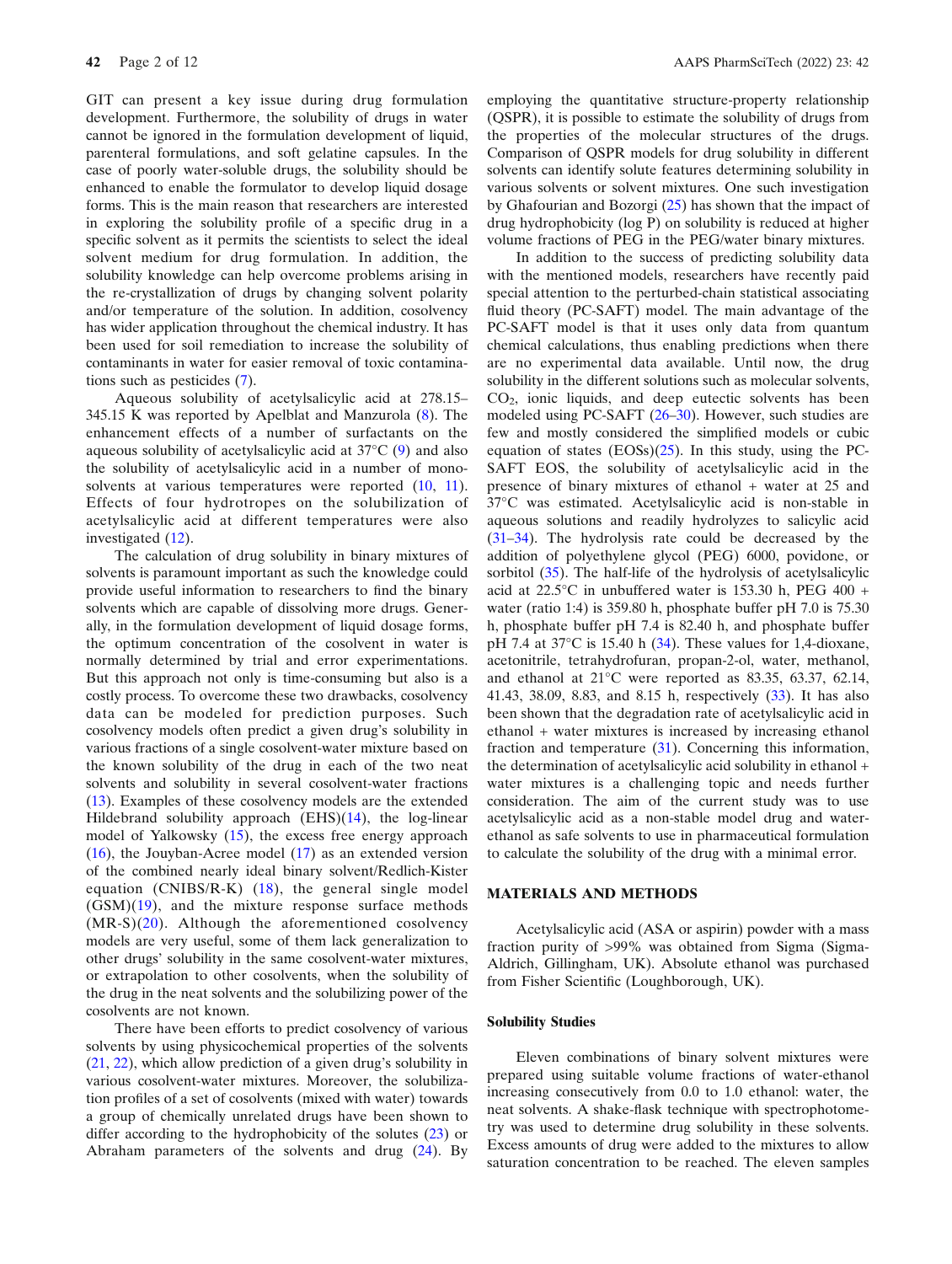GIT can present a key issue during drug formulation development. Furthermore, the solubility of drugs in water cannot be ignored in the formulation development of liquid, parenteral formulations, and soft gelatine capsules. In the case of poorly water-soluble drugs, the solubility should be enhanced to enable the formulator to develop liquid dosage forms. This is the main reason that researchers are interested in exploring the solubility profile of a specific drug in a specific solvent as it permits the scientists to select the ideal solvent medium for drug formulation. In addition, the solubility knowledge can help overcome problems arising in the re-crystallization of drugs by changing solvent polarity and/or temperature of the solution. In addition, cosolvency has wider application throughout the chemical industry. It has been used for soil remediation to increase the solubility of contaminants in water for easier removal of toxic contaminations such as pesticides (7).

Aqueous solubility of acetylsalicylic acid at 278.15–345.15 K was reported by Apelblat and Manzurola (8). The enhancement effects of a number of surfactants on the aqueous solubility of acetylsalicylic acid at 37°C (9) and also the solubility of acetylsalicylic acid in a number of mono-solvents at various temperatures were reported (10, 11). Effects of four hydrotropes on the solubilization of acetylsalicylic acid at different temperatures were also investigated (12).

The calculation of drug solubility in binary mixtures of solvents is paramount important as such the knowledge could provide useful information to researchers to find the binary solvents which are capable of dissolving more drugs. Generally, in the formulation development of liquid dosage forms, the optimum concentration of the cosolvent in water is normally determined by trial and error experimentations. But this approach not only is time-consuming but also is a costly process. To overcome these two drawbacks, cosolvency data can be modeled for prediction purposes. Such cosolvency models often predict a given drug's solubility in various fractions of a single cosolvent-water mixture based on the known solubility of the drug in each of the two neat solvents and solubility in several cosolvent-water fractions (13). Examples of these cosolvency models are the extended Hildebrand solubility approach (EHS)(14), the log-linear model of Yalkowsky (15), the excess free energy approach (16), the Jouyban-Acree model (17) as an extended version of the combined nearly ideal binary solvent/Redlich-Kister equation (CNIBS/R-K) (18), the general single model (GSM)(19), and the mixture response surface methods (MR-S)(20). Although the aforementioned cosolvency models are very useful, some of them lack generalization to other drugs' solubility in the same cosolvent-water mixtures, or extrapolation to other cosolvents, when the solubility of the drug in the neat solvents and the solubilizing power of the cosolvents are not known.

There have been efforts to predict cosolvency of various solvents by using physicochemical properties of the solvents (21, 22), which allow prediction of a given drug's solubility in various cosolvent-water mixtures. Moreover, the solubilization profiles of a set of cosolvents (mixed with water) towards a group of chemically unrelated drugs have been shown to differ according to the hydrophobicity of the solutes (23) or Abraham parameters of the solvents and drug (24). By employing the quantitative structure-property relationship (QSPR), it is possible to estimate the solubility of drugs from the properties of the molecular structures of the drugs. Comparison of QSPR models for drug solubility in different solvents can identify solute features determining solubility in various solvents or solvent mixtures. One such investigation by Ghafourian and Bozorgi (25) has shown that the impact of drug hydrophobicity (log P) on solubility is reduced at higher volume fractions of PEG in the PEG/water binary mixtures.

In addition to the success of predicting solubility data with the mentioned models, researchers have recently paid special attention to the perturbed-chain statistical associating fluid theory (PC-SAFT) model. The main advantage of the PC-SAFT model is that it uses only data from quantum chemical calculations, thus enabling predictions when there are no experimental data available. Until now, the drug solubility in the different solutions such as molecular solvents, $CO_2$, ionic liquids, and deep eutectic solvents has been modeled using PC-SAFT (26–30). However, such studies are few and mostly considered the simplified models or cubic equation of states (EOSs)(25). In this study, using the PC-SAFT EOS, the solubility of acetylsalicylic acid in the presence of binary mixtures of ethanol + water at 25 and 37°C was estimated. Acetylsalicylic acid is non-stable in aqueous solutions and readily hydrolyzes to salicylic acid (31–34). The hydrolysis rate could be decreased by the addition of polyethylene glycol (PEG) 6000, povidone, or sorbitol (35). The half-life of the hydrolysis of acetylsalicylic acid at 22.5°C in unbuffered water is 153.30 h, PEG 400 + water (ratio 1:4) is 359.80 h, phosphate buffer pH 7.0 is 75.30 h, phosphate buffer pH 7.4 is 82.40 h, and phosphate buffer pH 7.4 at 37°C is 15.40 h (34). These values for 1,4-dioxane, acetonitrile, tetrahydrofuran, propan-2-ol, water, methanol, and ethanol at 21°C were reported as 83.35, 63.37, 62.14, 41.43, 38.09, 8.83, and 8.15 h, respectively (33). It has also been shown that the degradation rate of acetylsalicylic acid in ethanol + water mixtures is increased by increasing ethanol fraction and temperature (31). Concerning this information, the determination of acetylsalicylic acid solubility in ethanol + water mixtures is a challenging topic and needs further consideration. The aim of the current study was to use acetylsalicylic acid as a non-stable model drug and water-ethanol as safe solvents to use in pharmaceutical formulation to calculate the solubility of the drug with a minimal error.

## MATERIALS AND METHODS

Acetylsalicylic acid (ASA or aspirin) powder with a mass fraction purity of >99% was obtained from Sigma (Sigma-Aldrich, Gillingham, UK). Absolute ethanol was purchased from Fisher Scientific (Loughborough, UK).

### Solubility Studies

Eleven combinations of binary solvent mixtures were prepared using suitable volume fractions of water-ethanol increasing consecutively from 0.0 to 1.0 ethanol: water, the neat solvents. A shake-flask technique with spectrophotometry was used to determine drug solubility in these solvents. Excess amounts of drug were added to the mixtures to allow saturation concentration to be reached. The eleven samples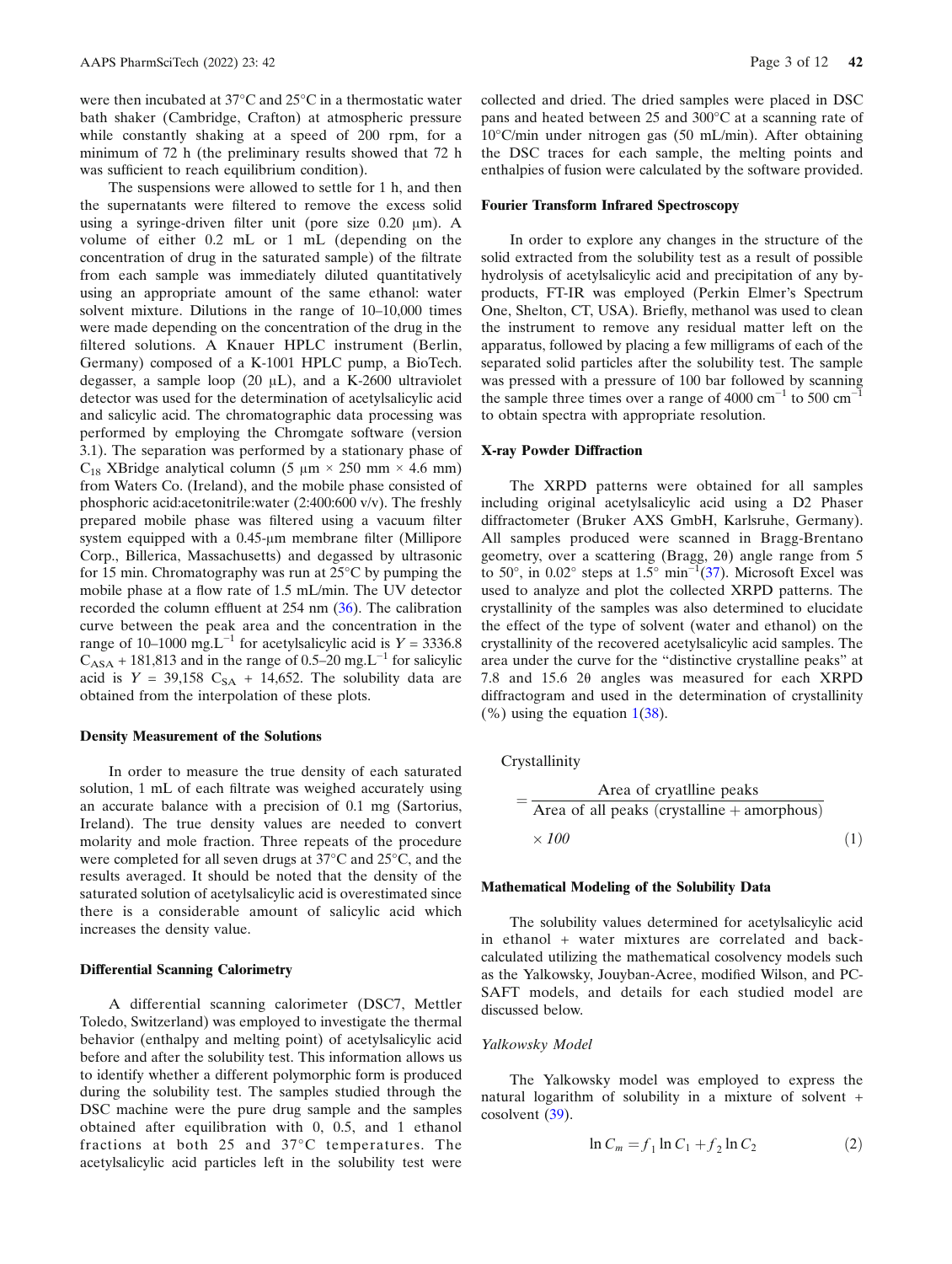were then incubated at 37°C and 25°C in a thermostatic water bath shaker (Cambridge, Crafton) at atmospheric pressure while constantly shaking at a speed of 200 rpm, for a minimum of 72 h (the preliminary results showed that 72 h was sufficient to reach equilibrium condition).

The suspensions were allowed to settle for 1 h, and then the supernatants were filtered to remove the excess solid using a syringe-driven filter unit (pore size 0.20 μm). A volume of either 0.2 mL or 1 mL (depending on the concentration of drug in the saturated sample) of the filtrate from each sample was immediately diluted quantitatively using an appropriate amount of the same ethanol: water solvent mixture. Dilutions in the range of 10–10,000 times were made depending on the concentration of the drug in the filtered solutions. A Knauer HPLC instrument (Berlin, Germany) composed of a K-1001 HPLC pump, a BioTech. degasser, a sample loop (20 μL), and a K-2600 ultraviolet detector was used for the determination of acetylsalicylic acid and salicylic acid. The chromatographic data processing was performed by employing the Chromgate software (version 3.1). The separation was performed by a stationary phase of $C_{18}$ XBridge analytical column (5 μm × 250 mm × 4.6 mm) from Waters Co. (Ireland), and the mobile phase consisted of phosphoric acid:acetonitrile:water (2:400:600 v/v). The freshly prepared mobile phase was filtered using a vacuum filter system equipped with a 0.45-μm membrane filter (Millipore Corp., Billerica, Massachusetts) and degassed by ultrasonic for 15 min. Chromatography was run at 25°C by pumping the mobile phase at a flow rate of 1.5 mL/min. The UV detector recorded the column effluent at 254 nm (36). The calibration curve between the peak area and the concentration in the range of 10–1000 mg.L$^{-1}$ for acetylsalicylic acid is $Y = 3336.8\ C_{ASA} + 181{,}813$ and in the range of 0.5–20 mg.L$^{-1}$ for salicylic acid is $Y = 39{,}158\ C_{SA} + 14{,}652$. The solubility data are obtained from the interpolation of these plots.

#### Density Measurement of the Solutions

In order to measure the true density of each saturated solution, 1 mL of each filtrate was weighed accurately using an accurate balance with a precision of 0.1 mg (Sartorius, Ireland). The true density values are needed to convert molarity and mole fraction. Three repeats of the procedure were completed for all seven drugs at 37°C and 25°C, and the results averaged. It should be noted that the density of the saturated solution of acetylsalicylic acid is overestimated since there is a considerable amount of salicylic acid which increases the density value.

#### Differential Scanning Calorimetry

A differential scanning calorimeter (DSC7, Mettler Toledo, Switzerland) was employed to investigate the thermal behavior (enthalpy and melting point) of acetylsalicylic acid before and after the solubility test. This information allows us to identify whether a different polymorphic form is produced during the solubility test. The samples studied through the DSC machine were the pure drug sample and the samples obtained after equilibration with 0, 0.5, and 1 ethanol fractions at both 25 and 37°C temperatures. The acetylsalicylic acid particles left in the solubility test were collected and dried. The dried samples were placed in DSC pans and heated between 25 and 300°C at a scanning rate of 10°C/min under nitrogen gas (50 mL/min). After obtaining the DSC traces for each sample, the melting points and enthalpies of fusion were calculated by the software provided.

#### Fourier Transform Infrared Spectroscopy

In order to explore any changes in the structure of the solid extracted from the solubility test as a result of possible hydrolysis of acetylsalicylic acid and precipitation of any by-products, FT-IR was employed (Perkin Elmer's Spectrum One, Shelton, CT, USA). Briefly, methanol was used to clean the instrument to remove any residual matter left on the apparatus, followed by placing a few milligrams of each of the separated solid particles after the solubility test. The sample was pressed with a pressure of 100 bar followed by scanning the sample three times over a range of 4000 cm$^{-1}$ to 500 cm$^{-1}$ to obtain spectra with appropriate resolution.

#### X-ray Powder Diffraction

The XRPD patterns were obtained for all samples including original acetylsalicylic acid using a D2 Phaser diffractometer (Bruker AXS GmbH, Karlsruhe, Germany). All samples produced were scanned in Bragg-Brentano geometry, over a scattering (Bragg, 2θ) angle range from 5 to 50°, in 0.02° steps at 1.5° min$^{-1}$(37). Microsoft Excel was used to analyze and plot the collected XRPD patterns. The crystallinity of the samples was also determined to elucidate the effect of the type of solvent (water and ethanol) on the crystallinity of the recovered acetylsalicylic acid samples. The area under the curve for the "distinctive crystalline peaks" at 7.8 and 15.6 2θ angles was measured for each XRPD diffractogram and used in the determination of crystallinity (%) using the equation 1(38).

$$\text{Crystallinity} = \frac{\text{Area of cryatlline peaks}}{\text{Area of all peaks (crystalline + amorphous)}} \times 100 \tag{1}$$

#### Mathematical Modeling of the Solubility Data

The solubility values determined for acetylsalicylic acid in ethanol + water mixtures are correlated and back-calculated utilizing the mathematical cosolvency models such as the Yalkowsky, Jouyban-Acree, modified Wilson, and PC-SAFT models, and details for each studied model are discussed below.

##### *Yalkowsky Model*

The Yalkowsky model was employed to express the natural logarithm of solubility in a mixture of solvent + cosolvent (39).

$$\ln C_m = f_1 \ln C_1 + f_2 \ln C_2 \tag{2}$$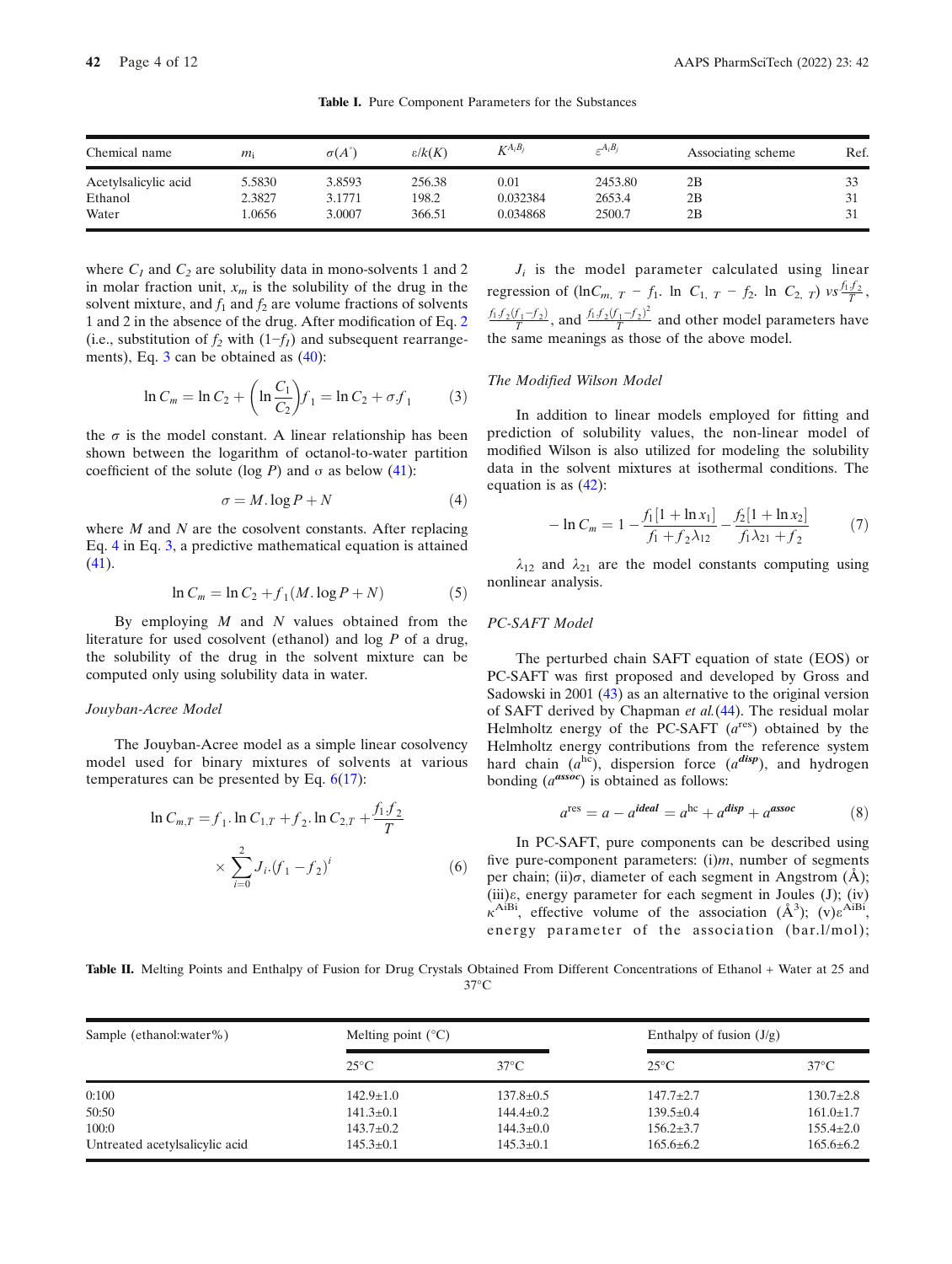**Table I.** Pure Component Parameters for the Substances

| Chemical name | $m_i$ | $\sigma(A^{\circ})$ | $\varepsilon/k(K)$ | $K^{A_iB_j}$ | $\varepsilon^{A_iB_j}$ | Associating scheme | Ref. |
|---|---|---|---|---|---|---|---|
| Acetylsalicylic acid | 5.5830 | 3.8593 | 256.38 | 0.01 | 2453.80 | 2B | 33 |
| Ethanol | 2.3827 | 3.1771 | 198.2 | 0.032384 | 2653.4 | 2B | 31 |
| Water | 1.0656 | 3.0007 | 366.51 | 0.034868 | 2500.7 | 2B | 31 |

where $C_1$ and $C_2$ are solubility data in mono-solvents 1 and 2 in molar fraction unit, $x_m$ is the solubility of the drug in the solvent mixture, and $f_1$ and $f_2$ are volume fractions of solvents 1 and 2 in the absence of the drug. After modification of Eq. 2 (i.e., substitution of $f_2$ with $(1-f_1)$ and subsequent rearrangements), Eq. 3 can be obtained as (40):

$$\ln C_m = \ln C_2 + \left(\ln \frac{C_1}{C_2}\right) f_1 = \ln C_2 + \sigma . f_1 \tag{3}$$

the $\sigma$ is the model constant. A linear relationship has been shown between the logarithm of octanol-to-water partition coefficient of the solute (log $P$) and σ as below (41):

$$\sigma = M . \log P + N \tag{4}$$

where $M$ and $N$ are the cosolvent constants. After replacing Eq. 4 in Eq. 3, a predictive mathematical equation is attained (41).

$$\ln C_m = \ln C_2 + f_1 (M . \log P + N) \tag{5}$$

By employing $M$ and $N$ values obtained from the literature for used cosolvent (ethanol) and log $P$ of a drug, the solubility of the drug in the solvent mixture can be computed only using solubility data in water.

### Jouyban-Acree Model

The Jouyban-Acree model as a simple linear cosolvency model used for binary mixtures of solvents at various temperatures can be presented by Eq. 6(17):

$$\ln C_{m,T} = f_1 . \ln C_{1,T} + f_2 . \ln C_{2,T} + \frac{f_1 . f_2}{T} \times \sum_{i=0}^{2} J_i . (f_1 - f_2)^i \tag{6}$$

$J_i$ is the model parameter calculated using linear regression of ($\ln C_{m,\ T} - f_1 .\ \ln\ C_{1,\ T} - f_2 .\ \ln\ C_{2,\ T}$) $vs \frac{f_1 . f_2}{T}$, $\frac{f_1 . f_2 (f_1 - f_2)}{T}$, and $\frac{f_1 . f_2 (f_1 - f_2)^2}{T}$ and other model parameters have the same meanings as those of the above model.

### The Modified Wilson Model

In addition to linear models employed for fitting and prediction of solubility values, the non-linear model of modified Wilson is also utilized for modeling the solubility data in the solvent mixtures at isothermal conditions. The equation is as (42):

$$-\ln C_m = 1 - \frac{f_1 [1 + \ln x_1]}{f_1 + f_2 \lambda_{12}} - \frac{f_2 [1 + \ln x_2]}{f_1 \lambda_{21} + f_2} \tag{7}$$

$\lambda_{12}$ and $\lambda_{21}$ are the model constants computing using nonlinear analysis.

### PC-SAFT Model

The perturbed chain SAFT equation of state (EOS) or PC-SAFT was first proposed and developed by Gross and Sadowski in 2001 (43) as an alternative to the original version of SAFT derived by Chapman *et al.*(44). The residual molar Helmholtz energy of the PC-SAFT ($a^{\text{res}}$) obtained by the Helmholtz energy contributions from the reference system hard chain ($a^{\text{hc}}$), dispersion force ($a^{disp}$), and hydrogen bonding ($a^{assoc}$) is obtained as follows:

$$a^{\text{res}} = a - a^{ideal} = a^{\text{hc}} + a^{disp} + a^{assoc} \tag{8}$$

In PC-SAFT, pure components can be described using five pure-component parameters: (i)$m$, number of segments per chain; (ii)$\sigma$, diameter of each segment in Angstrom (Å); (iii)$\varepsilon$, energy parameter for each segment in Joules (J); (iv) $\kappa^{\text{AiBi}}$, effective volume of the association (Å$^3$); (v)$\varepsilon^{\text{AiBi}}$, energy parameter of the association (bar.l/mol);

**Table II.** Melting Points and Enthalpy of Fusion for Drug Crystals Obtained From Different Concentrations of Ethanol + Water at 25 and 37°C

| Sample (ethanol:water%) | Melting point (°C) | | Enthalpy of fusion (J/g) | |
|---|---|---|---|---|
| | 25°C | 37°C | 25°C | 37°C |
| 0:100 | 142.9±1.0 | 137.8±0.5 | 147.7±2.7 | 130.7±2.8 |
| 50:50 | 141.3±0.1 | 144.4±0.2 | 139.5±0.4 | 161.0±1.7 |
| 100:0 | 143.7±0.2 | 144.3±0.0 | 156.2±3.7 | 155.4±2.0 |
| Untreated acetylsalicylic acid | 145.3±0.1 | 145.3±0.1 | 165.6±6.2 | 165.6±6.2 |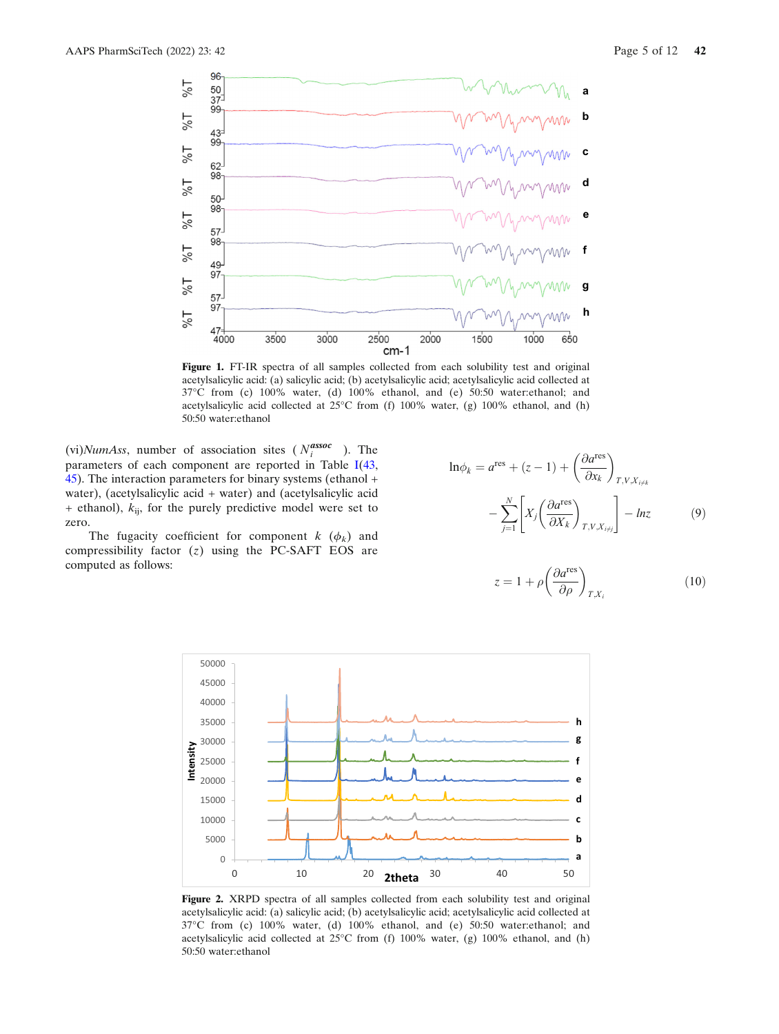**Figure 1.** FT-IR spectra of all samples collected from each solubility test and original acetylsalicylic acid: (a) salicylic acid; (b) acetylsalicylic acid; acetylsalicylic acid collected at 37°C from (c) 100% water, (d) 100% ethanol, and (e) 50:50 water:ethanol; and acetylsalicylic acid collected at 25°C from (f) 100% water, (g) 100% ethanol, and (h) 50:50 water:ethanol

(vi)*NumAss*, number of association sites ($N_i^{assoc}$). The parameters of each component are reported in Table I(43, 45). The interaction parameters for binary systems (ethanol + water), (acetylsalicylic acid + water) and (acetylsalicylic acid + ethanol), $k_{ij}$, for the purely predictive model were set to zero.

The fugacity coefficient for component $k$ ($\phi_k$) and compressibility factor ($z$) using the PC-SAFT EOS are computed as follows:

$$\ln\phi_k = a^{\mathrm{res}} + (z-1) + \left(\frac{\partial a^{\mathrm{res}}}{\partial x_k}\right)_{T,V,X_{i\neq k}} - \sum_{j=1}^{N}\left[X_j\left(\frac{\partial a^{\mathrm{res}}}{\partial X_k}\right)_{T,V,X_{i\neq j}}\right] - \ln z \quad (9)$$

$$z = 1 + \rho\left(\frac{\partial a^{\mathrm{res}}}{\partial \rho}\right)_{T,X_i} \quad (10)$$

**Figure 2.** XRPD spectra of all samples collected from each solubility test and original acetylsalicylic acid: (a) salicylic acid; (b) acetylsalicylic acid; acetylsalicylic acid collected at 37°C from (c) 100% water, (d) 100% ethanol, and (e) 50:50 water:ethanol; and acetylsalicylic acid collected at 25°C from (f) 100% water, (g) 100% ethanol, and (h) 50:50 water:ethanol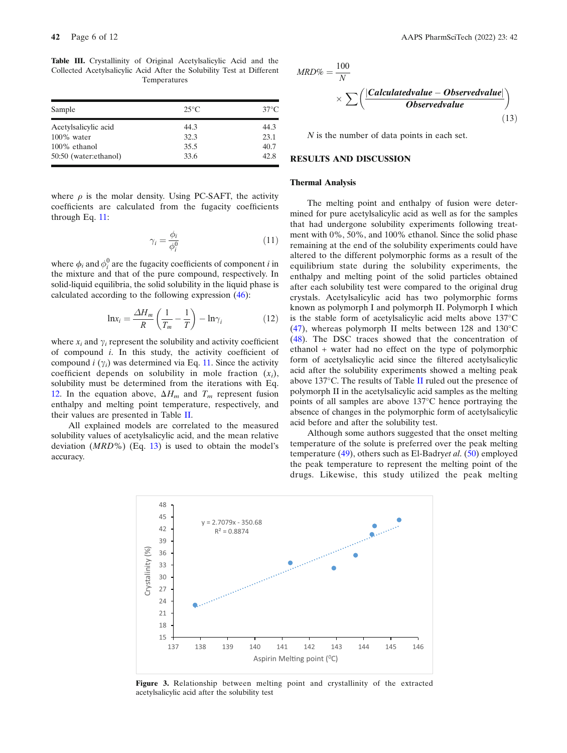**Table III.** Crystallinity of Original Acetylsalicylic Acid and the Collected Acetylsalicylic Acid After the Solubility Test at Different Temperatures

| Sample | 25°C | 37°C |
|---|---|---|
| Acetylsalicylic acid | 44.3 | 44.3 |
| 100% water | 32.3 | 23.1 |
| 100% ethanol | 35.5 | 40.7 |
| 50:50 (water:ethanol) | 33.6 | 42.8 |

where $\rho$ is the molar density. Using PC-SAFT, the activity coefficients are calculated from the fugacity coefficients through Eq. 11:

$$\gamma_i = \frac{\phi_i}{\phi_i^0} \tag{11}$$

where $\phi_i$ and $\phi_i^0$ are the fugacity coefficients of component *i* in the mixture and that of the pure compound, respectively. In solid-liquid equilibria, the solid solubility in the liquid phase is calculated according to the following expression (46):

$$\ln x_i = \frac{\Delta H_m}{R}\left(\frac{1}{T_m} - \frac{1}{T}\right) - \ln \gamma_i \tag{12}$$

where $x_i$ and $\gamma_i$ represent the solubility and activity coefficient of compound *i*. In this study, the activity coefficient of compound *i* ($\gamma_i$) was determined via Eq. 11. Since the activity coefficient depends on solubility in mole fraction ($x_i$), solubility must be determined from the iterations with Eq. 12. In the equation above, $\Delta H_m$ and $T_m$ represent fusion enthalpy and melting point temperature, respectively, and their values are presented in Table II.

All explained models are correlated to the measured solubility values of acetylsalicylic acid, and the mean relative deviation ($MRD\%$) (Eq. 13) is used to obtain the model's accuracy.

$$MRD\% = \frac{100}{N} \times \sum\left(\frac{|Calculatedvalue - Observedvalue|}{Observedvalue}\right) \tag{13}$$

$N$ is the number of data points in each set.

## RESULTS AND DISCUSSION

### Thermal Analysis

The melting point and enthalpy of fusion were determined for pure acetylsalicylic acid as well as for the samples that had undergone solubility experiments following treatment with 0%, 50%, and 100% ethanol. Since the solid phase remaining at the end of the solubility experiments could have altered to the different polymorphic forms as a result of the equilibrium state during the solubility experiments, the enthalpy and melting point of the solid particles obtained after each solubility test were compared to the original drug crystals. Acetylsalicylic acid has two polymorphic forms known as polymorph I and polymorph II. Polymorph I which is the stable form of acetylsalicylic acid melts above 137°C (47), whereas polymorph II melts between 128 and 130°C (48). The DSC traces showed that the concentration of ethanol + water had no effect on the type of polymorphic form of acetylsalicylic acid since the filtered acetylsalicylic acid after the solubility experiments showed a melting peak above 137°C. The results of Table II ruled out the presence of polymorph II in the acetylsalicylic acid samples as the melting points of all samples are above 137°C hence portraying the absence of changes in the polymorphic form of acetylsalicylic acid before and after the solubility test.

Although some authors suggested that the onset melting temperature of the solute is preferred over the peak melting temperature (49), others such as El-Badry *et al.* (50) employed the peak temperature to represent the melting point of the drugs. Likewise, this study utilized the peak melting

**Figure 3.** Relationship between melting point and crystallinity of the extracted acetylsalicylic acid after the solubility test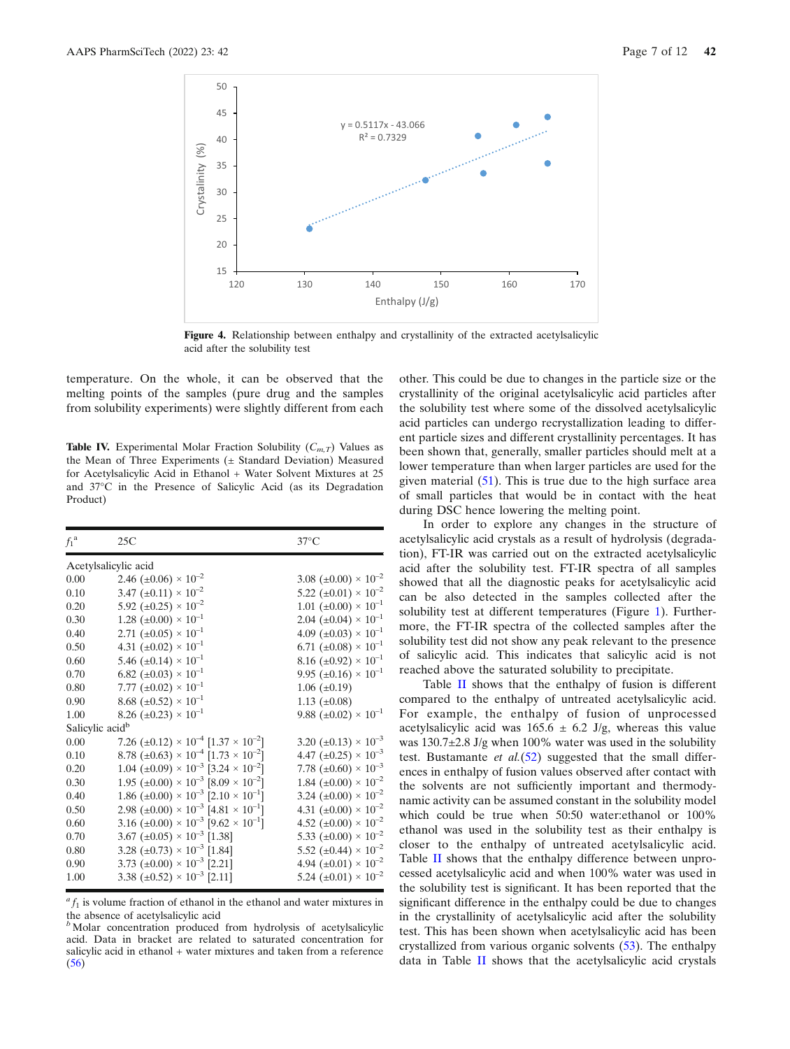Figure 4. Relationship between enthalpy and crystallinity of the extracted acetylsalicylic acid after the solubility test

temperature. On the whole, it can be observed that the melting points of the samples (pure drug and the samples from solubility experiments) were slightly different from each other. This could be due to changes in the particle size or the crystallinity of the original acetylsalicylic acid particles after the solubility test where some of the dissolved acetylsalicylic acid particles can undergo recrystallization leading to different particle sizes and different crystallinity percentages. It has been shown that, generally, smaller particles should melt at a lower temperature than when larger particles are used for the given material (51). This is true due to the high surface area of small particles that would be in contact with the heat during DSC hence lowering the melting point.

**Table IV.** Experimental Molar Fraction Solubility ($C_{m,T}$) Values as the Mean of Three Experiments (± Standard Deviation) Measured for Acetylsalicylic Acid in Ethanol + Water Solvent Mixtures at 25 and 37°C in the Presence of Salicylic Acid (as its Degradation Product)

| $f_1$[a] | 25C | 37°C |
|---|---|---|
| Acetylsalicylic acid | | |
| 0.00 | 2.46 (±0.06) × $10^{-2}$ | 3.08 (±0.00) × $10^{-2}$ |
| 0.10 | 3.47 (±0.11) × $10^{-2}$ | 5.22 (±0.01) × $10^{-2}$ |
| 0.20 | 5.92 (±0.25) × $10^{-2}$ | 1.01 (±0.00) × $10^{-1}$ |
| 0.30 | 1.28 (±0.00) × $10^{-1}$ | 2.04 (±0.04) × $10^{-1}$ |
| 0.40 | 2.71 (±0.05) × $10^{-1}$ | 4.09 (±0.03) × $10^{-1}$ |
| 0.50 | 4.31 (±0.02) × $10^{-1}$ | 6.71 (±0.08) × $10^{-1}$ |
| 0.60 | 5.46 (±0.14) × $10^{-1}$ | 8.16 (±0.92) × $10^{-1}$ |
| 0.70 | 6.82 (±0.03) × $10^{-1}$ | 9.95 (±0.16) × $10^{-1}$ |
| 0.80 | 7.77 (±0.02) × $10^{-1}$ | 1.06 (±0.19) |
| 0.90 | 8.68 (±0.52) × $10^{-1}$ | 1.13 (±0.08) |
| 1.00 | 8.26 (±0.23) × $10^{-1}$ | 9.88 (±0.02) × $10^{-1}$ |
| Salicylic acid[b] | | |
| 0.00 | 7.26 (±0.12) × $10^{-4}$ [1.37 × $10^{-2}$] | 3.20 (±0.13) × $10^{-3}$ |
| 0.10 | 8.78 (±0.63) × $10^{-4}$ [1.73 × $10^{-2}$] | 4.47 (±0.25) × $10^{-3}$ |
| 0.20 | 1.04 (±0.09) × $10^{-3}$ [3.24 × $10^{-2}$] | 7.78 (±0.60) × $10^{-3}$ |
| 0.30 | 1.95 (±0.00) × $10^{-3}$ [8.09 × $10^{-2}$] | 1.84 (±0.00) × $10^{-2}$ |
| 0.40 | 1.86 (±0.00) × $10^{-3}$ [2.10 × $10^{-1}$] | 3.24 (±0.00) × $10^{-2}$ |
| 0.50 | 2.98 (±0.00) × $10^{-3}$ [4.81 × $10^{-1}$] | 4.31 (±0.00) × $10^{-2}$ |
| 0.60 | 3.16 (±0.00) × $10^{-3}$ [9.62 × $10^{-1}$] | 4.52 (±0.00) × $10^{-2}$ |
| 0.70 | 3.67 (±0.05) × $10^{-3}$ [1.38] | 5.33 (±0.00) × $10^{-2}$ |
| 0.80 | 3.28 (±0.73) × $10^{-3}$ [1.84] | 5.52 (±0.44) × $10^{-2}$ |
| 0.90 | 3.73 (±0.00) × $10^{-3}$ [2.21] | 4.94 (±0.01) × $10^{-2}$ |
| 1.00 | 3.38 (±0.52) × $10^{-3}$ [2.11] | 5.24 (±0.01) × $10^{-2}$ |

[a] $f_1$ is volume fraction of ethanol in the ethanol and water mixtures in the absence of acetylsalicylic acid
[b] Molar concentration produced from hydrolysis of acetylsalicylic acid. Data in bracket are related to saturated concentration for salicylic acid in ethanol + water mixtures and taken from a reference (56)

In order to explore any changes in the structure of acetylsalicylic acid crystals as a result of hydrolysis (degradation), FT-IR was carried out on the extracted acetylsalicylic acid after the solubility test. FT-IR spectra of all samples showed that all the diagnostic peaks for acetylsalicylic acid can be also detected in the samples collected after the solubility test at different temperatures (Figure 1). Furthermore, the FT-IR spectra of the collected samples after the solubility test did not show any peak relevant to the presence of salicylic acid. This indicates that salicylic acid is not reached above the saturated solubility to precipitate.

Table II shows that the enthalpy of fusion is different compared to the enthalpy of untreated acetylsalicylic acid. For example, the enthalpy of fusion of unprocessed acetylsalicylic acid was 165.6 ± 6.2 J/g, whereas this value was 130.7±2.8 J/g when 100% water was used in the solubility test. Bustamante *et al.*(52) suggested that the small differences in enthalpy of fusion values observed after contact with the solvents are not sufficiently important and thermodynamic activity can be assumed constant in the solubility model which could be true when 50:50 water:ethanol or 100% ethanol was used in the solubility test as their enthalpy is closer to the enthalpy of untreated acetylsalicylic acid. Table II shows that the enthalpy difference between unprocessed acetylsalicylic acid and when 100% water was used in the solubility test is significant. It has been reported that the significant difference in the enthalpy could be due to changes in the crystallinity of acetylsalicylic acid after the solubility test. This has been shown when acetylsalicylic acid has been crystallized from various organic solvents (53). The enthalpy data in Table II shows that the acetylsalicylic acid crystals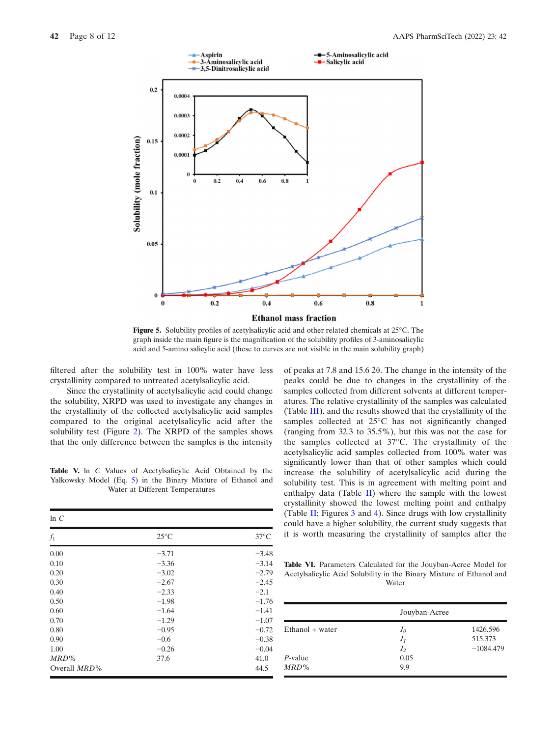Figure 5. Solubility profiles of acetylsalicylic acid and other related chemicals at 25°C. The graph inside the main figure is the magnification of the solubility profiles of 3-aminosalicylic acid and 5-amino salicylic acid (these to curves are not visible in the main solubility graph)

filtered after the solubility test in 100% water have less crystallinity compared to untreated acetylsalicylic acid.

Since the crystallinity of acetylsalicylic acid could change the solubility, XRPD was used to investigate any changes in the crystallinity of the collected acetylsalicylic acid samples compared to the original acetylsalicylic acid after the solubility test (Figure 2). The XRPD of the samples shows that the only difference between the samples is the intensity of peaks at 7.8 and 15.6 2θ. The change in the intensity of the peaks could be due to changes in the crystallinity of the samples collected from different solvents at different temperatures. The relative crystallinity of the samples was calculated (Table III), and the results showed that the crystallinity of the samples collected at 25°C has not significantly changed (ranging from 32.3 to 35.5%), but this was not the case for the samples collected at 37°C. The crystallinity of the acetylsalicylic acid samples collected from 100% water was significantly lower than that of other samples which could increase the solubility of acetylsalicylic acid during the solubility test. This is in agreement with melting point and enthalpy data (Table II) where the sample with the lowest crystallinity showed the lowest melting point and enthalpy (Table II; Figures 3 and 4). Since drugs with low crystallinity could have a higher solubility, the current study suggests that it is worth measuring the crystallinity of samples after the

**Table V.** ln $C$ Values of Acetylsalicylic Acid Obtained by the Yalkowsky Model (Eq. 5) in the Binary Mixture of Ethanol and Water at Different Temperatures

| ln $C$ | | |
|---|---|---|
| $f_1$ | 25°C | 37°C |
| 0.00 | −3.71 | −3.48 |
| 0.10 | −3.36 | −3.14 |
| 0.20 | −3.02 | −2.79 |
| 0.30 | −2.67 | −2.45 |
| 0.40 | −2.33 | −2.1 |
| 0.50 | −1.98 | −1.76 |
| 0.60 | −1.64 | −1.41 |
| 0.70 | −1.29 | −1.07 |
| 0.80 | −0.95 | −0.72 |
| 0.90 | −0.6 | −0.38 |
| 1.00 | −0.26 | −0.04 |
| *MRD*% | 37.6 | 41.0 |
| Overall *MRD*% | | 44.5 |

**Table VI.** Parameters Calculated for the Jouyban-Acree Model for Acetylsalicylic Acid Solubility in the Binary Mixture of Ethanol and Water

| | Jouyban-Acree | |
|---|---|---|
| Ethanol + water | $J_0$ | 1426.596 |
| | $J_1$ | 515.373 |
| | $J_2$ | −1084.479 |
| *P*-value | 0.05 | |
| *MRD*% | 9.9 | |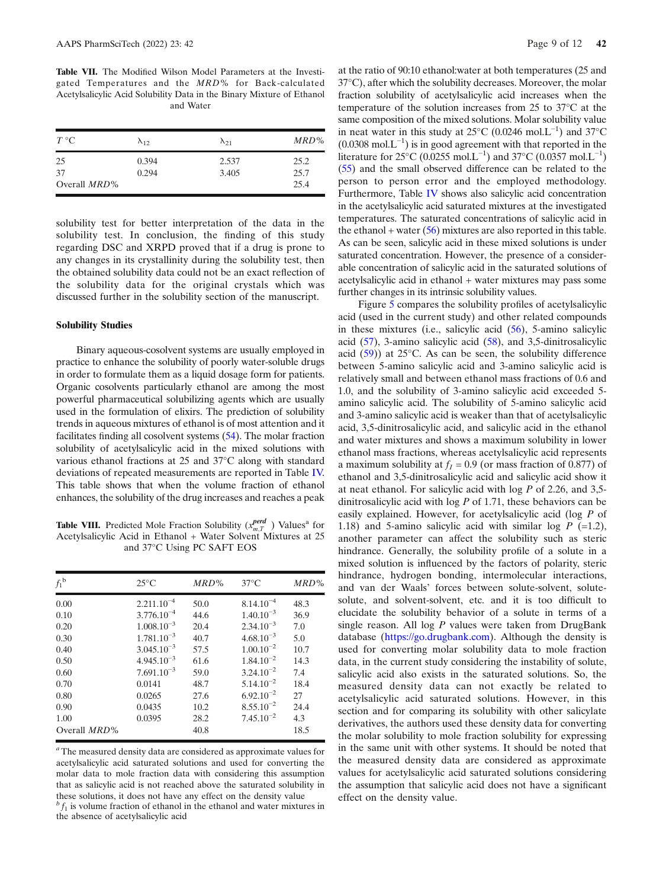**Table VII.** The Modified Wilson Model Parameters at the Investigated Temperatures and the *MRD*% for Back-calculated Acetylsalicylic Acid Solubility Data in the Binary Mixture of Ethanol and Water

| $T$ °C | $\lambda_{12}$ | $\lambda_{21}$ | *MRD*% |
|---|---|---|---|
| 25 | 0.394 | 2.537 | 25.2 |
| 37 | 0.294 | 3.405 | 25.7 |
| Overall *MRD*% | | | 25.4 |

solubility test for better interpretation of the data in the solubility test. In conclusion, the finding of this study regarding DSC and XRPD proved that if a drug is prone to any changes in its crystallinity during the solubility test, then the obtained solubility data could not be an exact reflection of the solubility data for the original crystals which was discussed further in the solubility section of the manuscript.

### Solubility Studies

Binary aqueous-cosolvent systems are usually employed in practice to enhance the solubility of poorly water-soluble drugs in order to formulate them as a liquid dosage form for patients. Organic cosolvents particularly ethanol are among the most powerful pharmaceutical solubilizing agents which are usually used in the formulation of elixirs. The prediction of solubility trends in aqueous mixtures of ethanol is of most attention and it facilitates finding all cosolvent systems (54). The molar fraction solubility of acetylsalicylic acid in the mixed solutions with various ethanol fractions at 25 and 37°C along with standard deviations of repeated measurements are reported in Table IV. This table shows that when the volume fraction of ethanol enhances, the solubility of the drug increases and reaches a peak

**Table VIII.** Predicted Mole Fraction Solubility ($x_{m,T}^{perd}$) Values[a] for Acetylsalicylic Acid in Ethanol + Water Solvent Mixtures at 25 and 37°C Using PC SAFT EOS

| $f_1$[b] | 25°C | *MRD*% | 37°C | *MRD*% |
|---|---|---|---|---|
| 0.00 | $2.211.10^{-4}$ | 50.0 | $8.14.10^{-4}$ | 48.3 |
| 0.10 | $3.776.10^{-4}$ | 44.6 | $1.40.10^{-3}$ | 36.9 |
| 0.20 | $1.008.10^{-3}$ | 20.4 | $2.34.10^{-3}$ | 7.0 |
| 0.30 | $1.781.10^{-3}$ | 40.7 | $4.68.10^{-3}$ | 5.0 |
| 0.40 | $3.045.10^{-3}$ | 57.5 | $1.00.10^{-2}$ | 10.7 |
| 0.50 | $4.945.10^{-3}$ | 61.6 | $1.84.10^{-2}$ | 14.3 |
| 0.60 | $7.691.10^{-3}$ | 59.0 | $3.24.10^{-2}$ | 7.4 |
| 0.70 | 0.0141 | 48.7 | $5.14.10^{-2}$ | 18.4 |
| 0.80 | 0.0265 | 27.6 | $6.92.10^{-2}$ | 27 |
| 0.90 | 0.0435 | 10.2 | $8.55.10^{-2}$ | 24.4 |
| 1.00 | 0.0395 | 28.2 | $7.45.10^{-2}$ | 4.3 |
| Overall *MRD*% | | 40.8 | | 18.5 |

[a] The measured density data are considered as approximate values for acetylsalicylic acid saturated solutions and used for converting the molar data to mole fraction data with considering this assumption that as salicylic acid is not reached above the saturated solubility in these solutions, it does not have any effect on the density value

[b] $f_1$ is volume fraction of ethanol in the ethanol and water mixtures in the absence of acetylsalicylic acid

at the ratio of 90:10 ethanol:water at both temperatures (25 and 37°C), after which the solubility decreases. Moreover, the molar fraction solubility of acetylsalicylic acid increases when the temperature of the solution increases from 25 to 37°C at the same composition of the mixed solutions. Molar solubility value in neat water in this study at 25°C (0.0246 $mol.L^{-1}$) and 37°C (0.0308 $mol.L^{-1}$) is in good agreement with that reported in the literature for 25°C (0.0255 $mol.L^{-1}$) and 37°C (0.0357 $mol.L^{-1}$) (55) and the small observed difference can be related to the person to person error and the employed methodology. Furthermore, Table IV shows also salicylic acid concentration in the acetylsalicylic acid saturated mixtures at the investigated temperatures. The saturated concentrations of salicylic acid in the ethanol + water (56) mixtures are also reported in this table. As can be seen, salicylic acid in these mixed solutions is under saturated concentration. However, the presence of a considerable concentration of salicylic acid in the saturated solutions of acetylsalicylic acid in ethanol + water mixtures may pass some further changes in its intrinsic solubility values.

Figure 5 compares the solubility profiles of acetylsalicylic acid (used in the current study) and other related compounds in these mixtures (i.e., salicylic acid (56), 5-amino salicylic acid (57), 3-amino salicylic acid (58), and 3,5-dinitrosalicylic acid (59)) at 25°C. As can be seen, the solubility difference between 5-amino salicylic acid and 3-amino salicylic acid is relatively small and between ethanol mass fractions of 0.6 and 1.0, and the solubility of 3-amino salicylic acid exceeded 5-amino salicylic acid. The solubility of 5-amino salicylic acid and 3-amino salicylic acid is weaker than that of acetylsalicylic acid, 3,5-dinitrosalicylic acid, and salicylic acid in the ethanol and water mixtures and shows a maximum solubility in lower ethanol mass fractions, whereas acetylsalicylic acid represents a maximum solubility at $f_1 = 0.9$ (or mass fraction of 0.877) of ethanol and 3,5-dinitrosalicylic acid and salicylic acid show it at neat ethanol. For salicylic acid with log $P$ of 2.26, and 3,5-dinitrosalicylic acid with log $P$ of 1.71, these behaviors can be easily explained. However, for acetylsalicylic acid (log $P$ of 1.18) and 5-amino salicylic acid with similar log $P$ (=1.2), another parameter can affect the solubility such as steric hindrance. Generally, the solubility profile of a solute in a mixed solution is influenced by the factors of polarity, steric hindrance, hydrogen bonding, intermolecular interactions, and van der Waals' forces between solute-solvent, solute-solute, and solvent-solvent, etc. and it is too difficult to elucidate the solubility behavior of a solute in terms of a single reason. All log $P$ values were taken from DrugBank database (https://go.drugbank.com). Although the density is used for converting molar solubility data to mole fraction data, in the current study considering the instability of solute, salicylic acid also exists in the saturated solutions. So, the measured density data can not exactly be related to acetylsalicylic acid saturated solutions. However, in this section and for comparing its solubility with other salicylate derivatives, the authors used these density data for converting the molar solubility to mole fraction solubility for expressing in the same unit with other systems. It should be noted that the measured density data are considered as approximate values for acetylsalicylic acid saturated solutions considering the assumption that salicylic acid does not have a significant effect on the density value.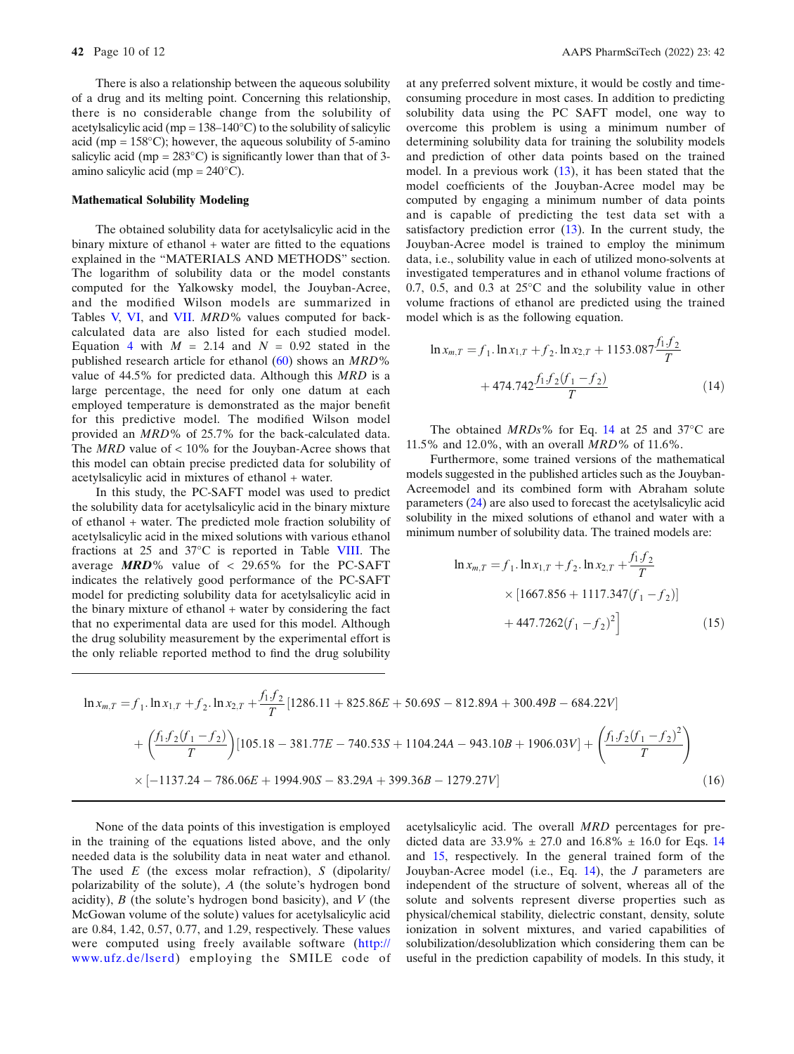There is also a relationship between the aqueous solubility of a drug and its melting point. Concerning this relationship, there is no considerable change from the solubility of acetylsalicylic acid (mp = 138–140°C) to the solubility of salicylic acid (mp = 158°C); however, the aqueous solubility of 5-amino salicylic acid (mp = 283°C) is significantly lower than that of 3-amino salicylic acid (mp = 240°C).

### Mathematical Solubility Modeling

The obtained solubility data for acetylsalicylic acid in the binary mixture of ethanol + water are fitted to the equations explained in the "MATERIALS AND METHODS" section. The logarithm of solubility data or the model constants computed for the Yalkowsky model, the Jouyban-Acree, and the modified Wilson models are summarized in Tables V, VI, and VII. *MRD*% values computed for back-calculated data are also listed for each studied model. Equation 4 with $M$ = 2.14 and $N$ = 0.92 stated in the published research article for ethanol (60) shows an *MRD*% value of 44.5% for predicted data. Although this *MRD* is a large percentage, the need for only one datum at each employed temperature is demonstrated as the major benefit for this predictive model. The modified Wilson model provided an *MRD*% of 25.7% for the back-calculated data. The *MRD* value of < 10% for the Jouyban-Acree shows that this model can obtain precise predicted data for solubility of acetylsalicylic acid in mixtures of ethanol + water.

In this study, the PC-SAFT model was used to predict the solubility data for acetylsalicylic acid in the binary mixture of ethanol + water. The predicted mole fraction solubility of acetylsalicylic acid in the mixed solutions with various ethanol fractions at 25 and 37°C is reported in Table VIII. The average ***MRD***% value of < 29.65% for the PC-SAFT indicates the relatively good performance of the PC-SAFT model for predicting solubility data for acetylsalicylic acid in the binary mixture of ethanol + water by considering the fact that no experimental data are used for this model. Although the drug solubility measurement by the experimental effort is the only reliable reported method to find the drug solubility at any preferred solvent mixture, it would be costly and time-consuming procedure in most cases. In addition to predicting solubility data using the PC SAFT model, one way to overcome this problem is using a minimum number of determining solubility data for training the solubility models and prediction of other data points based on the trained model. In a previous work (13), it has been stated that the model coefficients of the Jouyban-Acree model may be computed by engaging a minimum number of data points and is capable of predicting the test data set with a satisfactory prediction error (13). In the current study, the Jouyban-Acree model is trained to employ the minimum data, i.e., solubility value in each of utilized mono-solvents at investigated temperatures and in ethanol volume fractions of 0.7, 0.5, and 0.3 at 25°C and the solubility value in other volume fractions of ethanol are predicted using the trained model which is as the following equation.

$$\ln x_{m,T} = f_1.\ln x_{1,T} + f_2.\ln x_{2,T} + 1153.087\frac{f_1.f_2}{T} + 474.742\frac{f_1.f_2(f_1 - f_2)}{T} \quad (14)$$

The obtained *MRDs*% for Eq. 14 at 25 and 37°C are 11.5% and 12.0%, with an overall *MRD*% of 11.6%.

Furthermore, some trained versions of the mathematical models suggested in the published articles such as the Jouyban-Acreemodel and its combined form with Abraham solute parameters (24) are also used to forecast the acetylsalicylic acid solubility in the mixed solutions of ethanol and water with a minimum number of solubility data. The trained models are:

$$\ln x_{m,T} = f_1.\ln x_{1,T} + f_2.\ln x_{2,T} + \frac{f_1.f_2}{T} \times \left[1667.856 + 1117.347(f_1 - f_2) + 447.7262(f_1 - f_2)^2\right] \quad (15)$$

$$\ln x_{m,T} = f_1.\ln x_{1,T} + f_2.\ln x_{2,T} + \frac{f_1.f_2}{T}[1286.11 + 825.86E + 50.69S - 812.89A + 300.49B - 684.22V] + \left(\frac{f_1.f_2(f_1 - f_2)}{T}\right)[105.18 - 381.77E - 740.53S + 1104.24A - 943.10B + 1906.03V] + \left(\frac{f_1.f_2(f_1 - f_2)^2}{T}\right) \times [-1137.24 - 786.06E + 1994.90S - 83.29A + 399.36B - 1279.27V] \quad (16)$$

None of the data points of this investigation is employed in the training of the equations listed above, and the only needed data is the solubility data in neat water and ethanol. The used $E$ (the excess molar refraction), $S$ (dipolarity/polarizability of the solute), $A$ (the solute's hydrogen bond acidity), $B$ (the solute's hydrogen bond basicity), and $V$ (the McGowan volume of the solute) values for acetylsalicylic acid are 0.84, 1.42, 0.57, 0.77, and 1.29, respectively. These values were computed using freely available software (http://www.ufz.de/lserd) employing the SMILE code of acetylsalicylic acid. The overall *MRD* percentages for predicted data are 33.9% ± 27.0 and 16.8% ± 16.0 for Eqs. 14 and 15, respectively. In the general trained form of the Jouyban-Acree model (i.e., Eq. 14), the $J$ parameters are independent of the structure of solvent, whereas all of the solute and solvents represent diverse properties such as physical/chemical stability, dielectric constant, density, solute ionization in solvent mixtures, and varied capabilities of solubilization/desolublization which considering them can be useful in the prediction capability of models. In this study, it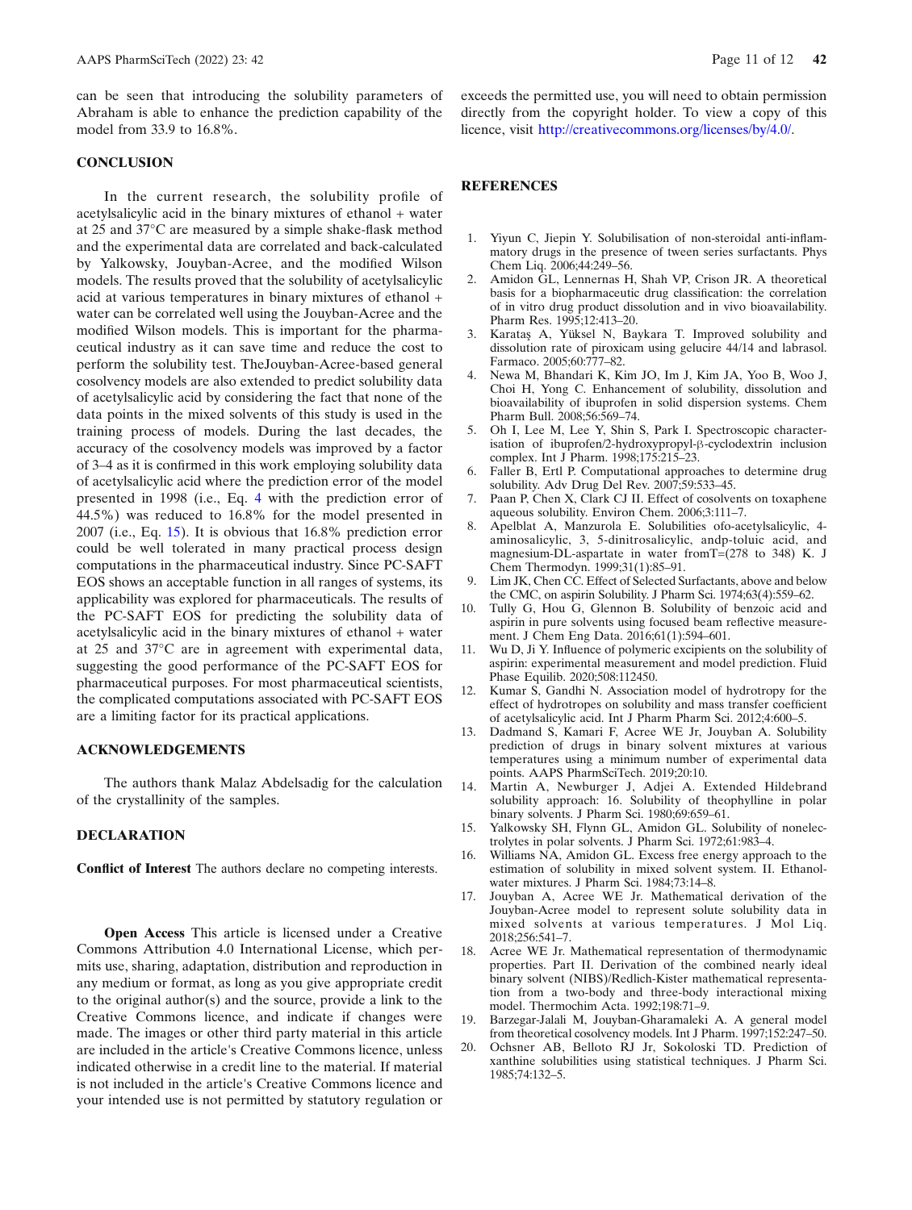can be seen that introducing the solubility parameters of Abraham is able to enhance the prediction capability of the model from 33.9 to 16.8%.

## CONCLUSION

In the current research, the solubility profile of acetylsalicylic acid in the binary mixtures of ethanol + water at 25 and 37°C are measured by a simple shake-flask method and the experimental data are correlated and back-calculated by Yalkowsky, Jouyban-Acree, and the modified Wilson models. The results proved that the solubility of acetylsalicylic acid at various temperatures in binary mixtures of ethanol + water can be correlated well using the Jouyban-Acree and the modified Wilson models. This is important for the pharmaceutical industry as it can save time and reduce the cost to perform the solubility test. TheJouyban-Acree-based general cosolvency models are also extended to predict solubility data of acetylsalicylic acid by considering the fact that none of the data points in the mixed solvents of this study is used in the training process of models. During the last decades, the accuracy of the cosolvency models was improved by a factor of 3–4 as it is confirmed in this work employing solubility data of acetylsalicylic acid where the prediction error of the model presented in 1998 (i.e., Eq. 4 with the prediction error of 44.5%) was reduced to 16.8% for the model presented in 2007 (i.e., Eq. 15). It is obvious that 16.8% prediction error could be well tolerated in many practical process design computations in the pharmaceutical industry. Since PC-SAFT EOS shows an acceptable function in all ranges of systems, its applicability was explored for pharmaceuticals. The results of the PC-SAFT EOS for predicting the solubility data of acetylsalicylic acid in the binary mixtures of ethanol + water at 25 and 37°C are in agreement with experimental data, suggesting the good performance of the PC-SAFT EOS for pharmaceutical purposes. For most pharmaceutical scientists, the complicated computations associated with PC-SAFT EOS are a limiting factor for its practical applications.

## ACKNOWLEDGEMENTS

The authors thank Malaz Abdelsadig for the calculation of the crystallinity of the samples.

## DECLARATION

**Conflict of Interest** The authors declare no competing interests.

**Open Access** This article is licensed under a Creative Commons Attribution 4.0 International License, which permits use, sharing, adaptation, distribution and reproduction in any medium or format, as long as you give appropriate credit to the original author(s) and the source, provide a link to the Creative Commons licence, and indicate if changes were made. The images or other third party material in this article are included in the article's Creative Commons licence, unless indicated otherwise in a credit line to the material. If material is not included in the article's Creative Commons licence and your intended use is not permitted by statutory regulation or exceeds the permitted use, you will need to obtain permission directly from the copyright holder. To view a copy of this licence, visit http://creativecommons.org/licenses/by/4.0/.

## REFERENCES

1. Yiyun C, Jiepin Y. Solubilisation of non-steroidal anti-inflammatory drugs in the presence of tween series surfactants. Phys Chem Liq. 2006;44:249–56.
2. Amidon GL, Lennernas H, Shah VP, Crison JR. A theoretical basis for a biopharmaceutic drug classification: the correlation of in vitro drug product dissolution and in vivo bioavailability. Pharm Res. 1995;12:413–20.
3. Karataş A, Yüksel N, Baykara T. Improved solubility and dissolution rate of piroxicam using gelucire 44/14 and labrasol. Farmaco. 2005;60:777–82.
4. Newa M, Bhandari K, Kim JO, Im J, Kim JA, Yoo B, Woo J, Choi H, Yong C. Enhancement of solubility, dissolution and bioavailability of ibuprofen in solid dispersion systems. Chem Pharm Bull. 2008;56:569–74.
5. Oh I, Lee M, Lee Y, Shin S, Park I. Spectroscopic characterisation of ibuprofen/2-hydroxypropyl-β-cyclodextrin inclusion complex. Int J Pharm. 1998;175:215–23.
6. Faller B, Ertl P. Computational approaches to determine drug solubility. Adv Drug Del Rev. 2007;59:533–45.
7. Paan P, Chen X, Clark CJ II. Effect of cosolvents on toxaphene aqueous solubility. Environ Chem. 2006;3:111–7.
8. Apelblat A, Manzurola E. Solubilities ofo-acetylsalicylic, 4-aminosalicylic, 3, 5-dinitrosalicylic, andp-toluic acid, and magnesium-DL-aspartate in water fromT=(278 to 348) K. J Chem Thermodyn. 1999;31(1):85–91.
9. Lim JK, Chen CC. Effect of Selected Surfactants, above and below the CMC, on aspirin Solubility. J Pharm Sci. 1974;63(4):559–62.
10. Tully G, Hou G, Glennon B. Solubility of benzoic acid and aspirin in pure solvents using focused beam reflective measurement. J Chem Eng Data. 2016;61(1):594–601.
11. Wu D, Ji Y. Influence of polymeric excipients on the solubility of aspirin: experimental measurement and model prediction. Fluid Phase Equilib. 2020;508:112450.
12. Kumar S, Gandhi N. Association model of hydrotropy for the effect of hydrotropes on solubility and mass transfer coefficient of acetylsalicylic acid. Int J Pharm Pharm Sci. 2012;4:600–5.
13. Dadmand S, Kamari F, Acree WE Jr, Jouyban A. Solubility prediction of drugs in binary solvent mixtures at various temperatures using a minimum number of experimental data points. AAPS PharmSciTech. 2019;20:10.
14. Martin A, Newburger J, Adjei A. Extended Hildebrand solubility approach: 16. Solubility of theophylline in polar binary solvents. J Pharm Sci. 1980;69:659–61.
15. Yalkowsky SH, Flynn GL, Amidon GL. Solubility of nonelectrolytes in polar solvents. J Pharm Sci. 1972;61:983–4.
16. Williams NA, Amidon GL. Excess free energy approach to the estimation of solubility in mixed solvent system. II. Ethanol-water mixtures. J Pharm Sci. 1984;73:14–8.
17. Jouyban A, Acree WE Jr. Mathematical derivation of the Jouyban-Acree model to represent solute solubility data in mixed solvents at various temperatures. J Mol Liq. 2018;256:541–7.
18. Acree WE Jr. Mathematical representation of thermodynamic properties. Part II. Derivation of the combined nearly ideal binary solvent (NIBS)/Redlich-Kister mathematical representation from a two-body and three-body interactional mixing model. Thermochim Acta. 1992;198:71–9.
19. Barzegar-Jalali M, Jouyban-Gharamaleki A. A general model from theoretical cosolvency models. Int J Pharm. 1997;152:247–50.
20. Ochsner AB, Belloto RJ Jr, Sokoloski TD. Prediction of xanthine solubilities using statistical techniques. J Pharm Sci. 1985;74:132–5.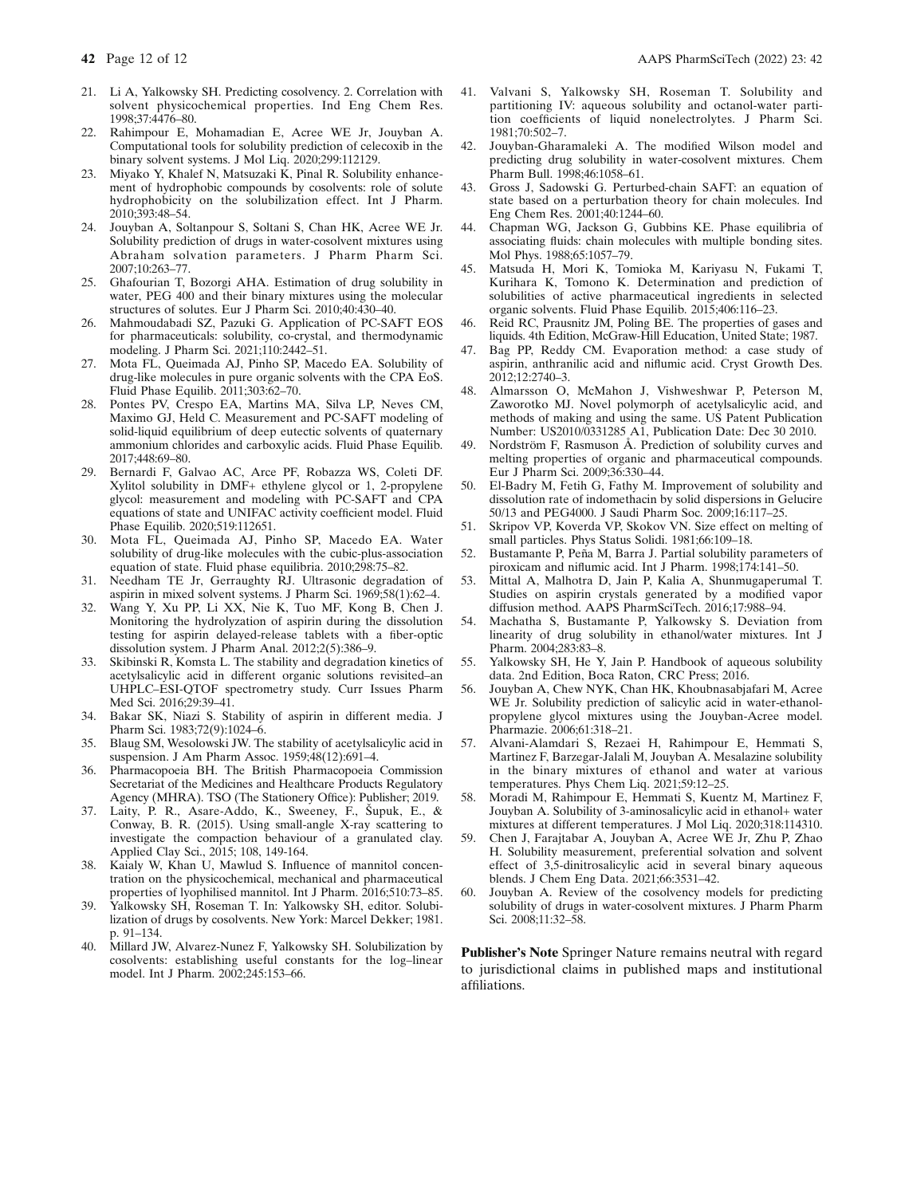21. Li A, Yalkowsky SH. Predicting cosolvency. 2. Correlation with solvent physicochemical properties. Ind Eng Chem Res. 1998;37:4476–80.
22. Rahimpour E, Mohamadian E, Acree WE Jr, Jouyban A. Computational tools for solubility prediction of celecoxib in the binary solvent systems. J Mol Liq. 2020;299:112129.
23. Miyako Y, Khalef N, Matsuzaki K, Pinal R. Solubility enhancement of hydrophobic compounds by cosolvents: role of solute hydrophobicity on the solubilization effect. Int J Pharm. 2010;393:48–54.
24. Jouyban A, Soltanpour S, Soltani S, Chan HK, Acree WE Jr. Solubility prediction of drugs in water-cosolvent mixtures using Abraham solvation parameters. J Pharm Pharm Sci. 2007;10:263–77.
25. Ghafourian T, Bozorgi AHA. Estimation of drug solubility in water, PEG 400 and their binary mixtures using the molecular structures of solutes. Eur J Pharm Sci. 2010;40:430–40.
26. Mahmoudabadi SZ, Pazuki G. Application of PC-SAFT EOS for pharmaceuticals: solubility, co-crystal, and thermodynamic modeling. J Pharm Sci. 2021;110:2442–51.
27. Mota FL, Queimada AJ, Pinho SP, Macedo EA. Solubility of drug-like molecules in pure organic solvents with the CPA EoS. Fluid Phase Equilib. 2011;303:62–70.
28. Pontes PV, Crespo EA, Martins MA, Silva LP, Neves CM, Maximo GJ, Held C. Measurement and PC-SAFT modeling of solid-liquid equilibrium of deep eutectic solvents of quaternary ammonium chlorides and carboxylic acids. Fluid Phase Equilib. 2017;448:69–80.
29. Bernardi F, Galvao AC, Arce PF, Robazza WS, Coleti DF. Xylitol solubility in DMF+ ethylene glycol or 1, 2-propylene glycol: measurement and modeling with PC-SAFT and CPA equations of state and UNIFAC activity coefficient model. Fluid Phase Equilib. 2020;519:112651.
30. Mota FL, Queimada AJ, Pinho SP, Macedo EA. Water solubility of drug-like molecules with the cubic-plus-association equation of state. Fluid phase equilibria. 2010;298:75–82.
31. Needham TE Jr, Gerraughty RJ. Ultrasonic degradation of aspirin in mixed solvent systems. J Pharm Sci. 1969;58(1):62–4.
32. Wang Y, Xu PP, Li XX, Nie K, Tuo MF, Kong B, Chen J. Monitoring the hydrolyzation of aspirin during the dissolution testing for aspirin delayed-release tablets with a fiber-optic dissolution system. J Pharm Anal. 2012;2(5):386–9.
33. Skibinski R, Komsta L. The stability and degradation kinetics of acetylsalicylic acid in different organic solutions revisited–an UHPLC–ESI-QTOF spectrometry study. Curr Issues Pharm Med Sci. 2016;29:39–41.
34. Bakar SK, Niazi S. Stability of aspirin in different media. J Pharm Sci. 1983;72(9):1024–6.
35. Blaug SM, Wesolowski JW. The stability of acetylsalicylic acid in suspension. J Am Pharm Assoc. 1959;48(12):691–4.
36. Pharmacopoeia BH. The British Pharmacopoeia Commission Secretariat of the Medicines and Healthcare Products Regulatory Agency (MHRA). TSO (The Stationery Office): Publisher; 2019.
37. Laity, P. R., Asare-Addo, K., Sweeney, F., Šupuk, E., & Conway, B. R. (2015). Using small-angle X-ray scattering to investigate the compaction behaviour of a granulated clay. Applied Clay Sci., 2015; 108, 149-164.
38. Kaialy W, Khan U, Mawlud S. Influence of mannitol concentration on the physicochemical, mechanical and pharmaceutical properties of lyophilised mannitol. Int J Pharm. 2016;510:73–85.
39. Yalkowsky SH, Roseman T. In: Yalkowsky SH, editor. Solubilization of drugs by cosolvents. New York: Marcel Dekker; 1981. p. 91–134.
40. Millard JW, Alvarez-Nunez F, Yalkowsky SH. Solubilization by cosolvents: establishing useful constants for the log–linear model. Int J Pharm. 2002;245:153–66.
41. Valvani S, Yalkowsky SH, Roseman T. Solubility and partitioning IV: aqueous solubility and octanol-water partition coefficients of liquid nonelectrolytes. J Pharm Sci. 1981;70:502–7.
42. Jouyban-Gharamaleki A. The modified Wilson model and predicting drug solubility in water-cosolvent mixtures. Chem Pharm Bull. 1998;46:1058–61.
43. Gross J, Sadowski G. Perturbed-chain SAFT: an equation of state based on a perturbation theory for chain molecules. Ind Eng Chem Res. 2001;40:1244–60.
44. Chapman WG, Jackson G, Gubbins KE. Phase equilibria of associating fluids: chain molecules with multiple bonding sites. Mol Phys. 1988;65:1057–79.
45. Matsuda H, Mori K, Tomioka M, Kariyasu N, Fukami T, Kurihara K, Tomono K. Determination and prediction of solubilities of active pharmaceutical ingredients in selected organic solvents. Fluid Phase Equilib. 2015;406:116–23.
46. Reid RC, Prausnitz JM, Poling BE. The properties of gases and liquids. 4th Edition, McGraw-Hill Education, United State; 1987.
47. Bag PP, Reddy CM. Evaporation method: a case study of aspirin, anthranilic acid and niflumic acid. Cryst Growth Des. 2012;12:2740–3.
48. Almarsson O, McMahon J, Vishweshwar P, Peterson M, Zaworotko MJ. Novel polymorph of acetylsalicylic acid, and methods of making and using the same. US Patent Publication Number: US2010/0331285 A1, Publication Date: Dec 30 2010.
49. Nordström F, Rasmuson Å. Prediction of solubility curves and melting properties of organic and pharmaceutical compounds. Eur J Pharm Sci. 2009;36:330–44.
50. El-Badry M, Fetih G, Fathy M. Improvement of solubility and dissolution rate of indomethacin by solid dispersions in Gelucire 50/13 and PEG4000. J Saudi Pharm Soc. 2009;16:117–25.
51. Skripov VP, Koverda VP, Skokov VN. Size effect on melting of small particles. Phys Status Solidi. 1981;66:109–18.
52. Bustamante P, Peña M, Barra J. Partial solubility parameters of piroxicam and niflumic acid. Int J Pharm. 1998;174:141–50.
53. Mittal A, Malhotra D, Jain P, Kalia A, Shunmugaperumal T. Studies on aspirin crystals generated by a modified vapor diffusion method. AAPS PharmSciTech. 2016;17:988–94.
54. Machatha S, Bustamante P, Yalkowsky S. Deviation from linearity of drug solubility in ethanol/water mixtures. Int J Pharm. 2004;283:83–8.
55. Yalkowsky SH, He Y, Jain P. Handbook of aqueous solubility data. 2nd Edition, Boca Raton, CRC Press; 2016.
56. Jouyban A, Chew NYK, Chan HK, Khoubnasabjafari M, Acree WE Jr. Solubility prediction of salicylic acid in water-ethanol-propylene glycol mixtures using the Jouyban-Acree model. Pharmazie. 2006;61:318–21.
57. Alvani-Alamdari S, Rezaei H, Rahimpour E, Hemmati S, Martinez F, Barzegar-Jalali M, Jouyban A. Mesalazine solubility in the binary mixtures of ethanol and water at various temperatures. Phys Chem Liq. 2021;59:12–25.
58. Moradi M, Rahimpour E, Hemmati S, Kuentz M, Martinez F, Jouyban A. Solubility of 3-aminosalicylic acid in ethanol+ water mixtures at different temperatures. J Mol Liq. 2020;318:114310.
59. Chen J, Farajtabar A, Jouyban A, Acree WE Jr, Zhu P, Zhao H. Solubility measurement, preferential solvation and solvent effect of 3,5-dinitrosalicylic acid in several binary aqueous blends. J Chem Eng Data. 2021;66:3531–42.
60. Jouyban A. Review of the cosolvency models for predicting solubility of drugs in water-cosolvent mixtures. J Pharm Pharm Sci. 2008;11:32–58.

**Publisher's Note** Springer Nature remains neutral with regard to jurisdictional claims in published maps and institutional affiliations.